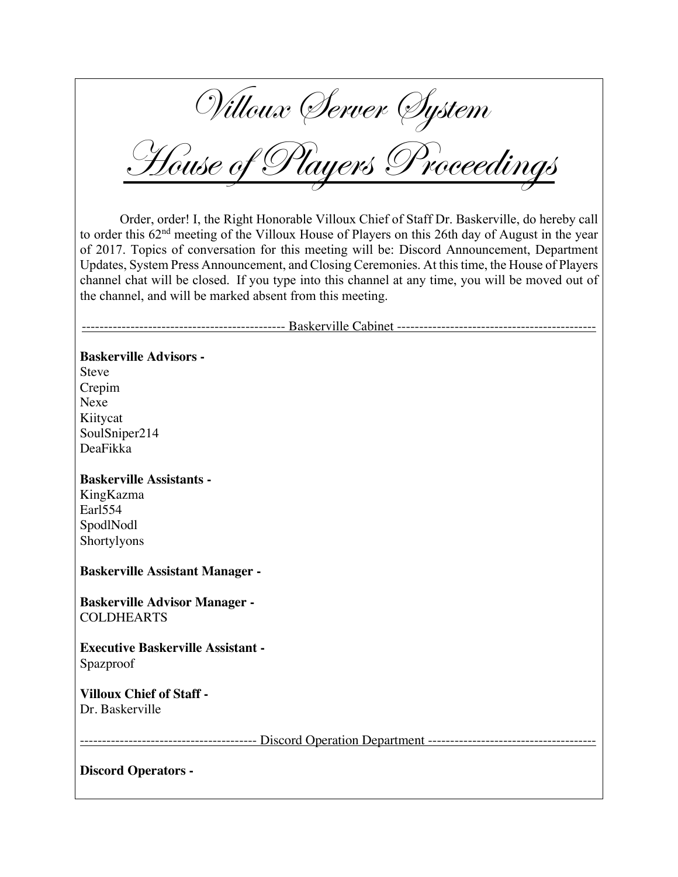# Villoux Server System

# House of Players Proceedings

Order, order! I, the Right Honorable Villoux Chief of Staff Dr. Baskerville, do hereby call to order this 62nd meeting of the Villoux House of Players on this 26th day of August in the year of 2017. Topics of conversation for this meeting will be: Discord Announcement, Department Updates, System Press Announcement, and Closing Ceremonies. At this time, the House of Players channel chat will be closed. If you type into this channel at any time, you will be moved out of the channel, and will be marked absent from this meeting.

---------------------------------------------- Baskerville Cabinet ---------------------------------------------

**Baskerville Advisors -**
Steve
Crepim
Nexe
Kiitycat
SoulSniper214
DeaFikka

**Baskerville Assistants -**
KingKazma
Earl554
SpodlNodl
Shortylyons

**Baskerville Assistant Manager -**

**Baskerville Advisor Manager -**
COLDHEARTS

**Executive Baskerville Assistant -**
Spazproof

**Villoux Chief of Staff -**
Dr. Baskerville

---------------------------------------- Discord Operation Department --------------------------------------

**Discord Operators -**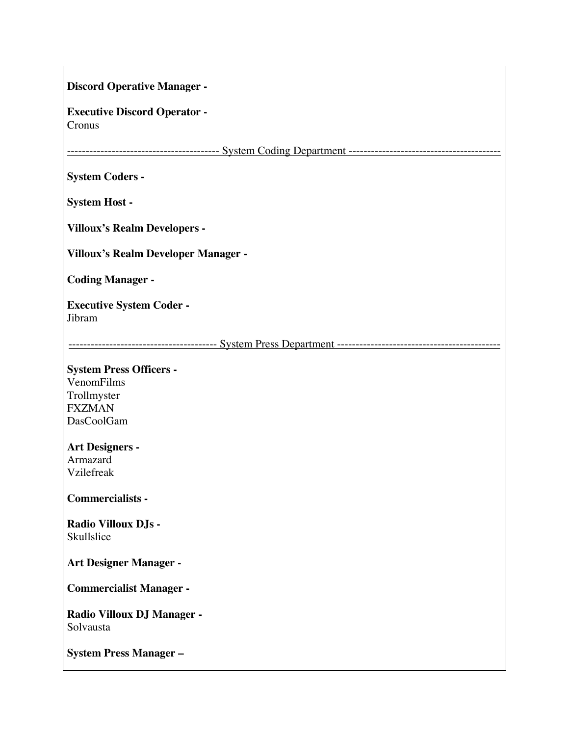**Discord Operative Manager -**

**Executive Discord Operator -**
Cronus

---------------------------------------- System Coding Department ----------------------------------------

**System Coders -**

**System Host -**

**Villoux's Realm Developers -**

**Villoux's Realm Developer Manager -**

**Coding Manager -**

**Executive System Coder -**
Jibram

--------------------------------------- System Press Department -------------------------------------------

**System Press Officers -**
VenomFilms
Trollmyster
FXZMAN
DasCoolGam

**Art Designers -**
Armazard
Vzilefreak

**Commercialists -**

**Radio Villoux DJs -**
Skullslice

**Art Designer Manager -**

**Commercialist Manager -**

**Radio Villoux DJ Manager -**
Solvausta

**System Press Manager –**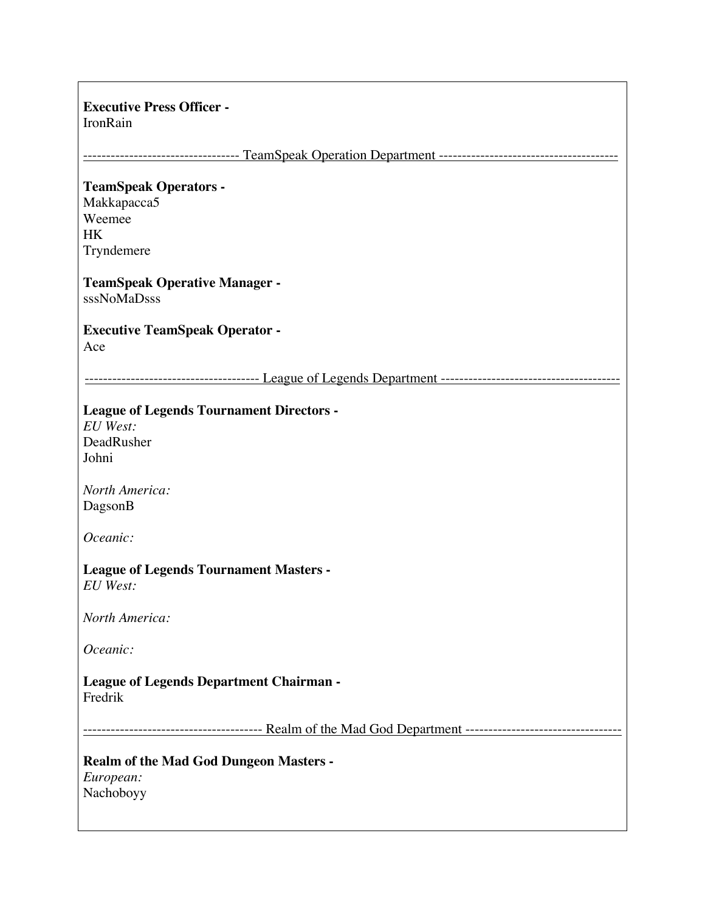**Executive Press Officer -**
IronRain

--------------------------------- TeamSpeak Operation Department --------------------------------------

**TeamSpeak Operators -**
Makkapacca5
Weemee
HK
Tryndemere

**TeamSpeak Operative Manager -**
sssNoMaDsss

**Executive TeamSpeak Operator -**
Ace

------------------------------------- League of Legends Department --------------------------------------

**League of Legends Tournament Directors -**
*EU West:*
DeadRusher
Johni

*North America:*
DagsonB

*Oceanic:*

**League of Legends Tournament Masters -**
*EU West:*

*North America:*

*Oceanic:*

**League of Legends Department Chairman -**
Fredrik

-------------------------------------- Realm of the Mad God Department ---------------------------------

**Realm of the Mad God Dungeon Masters -**
*European:*
Nachoboyy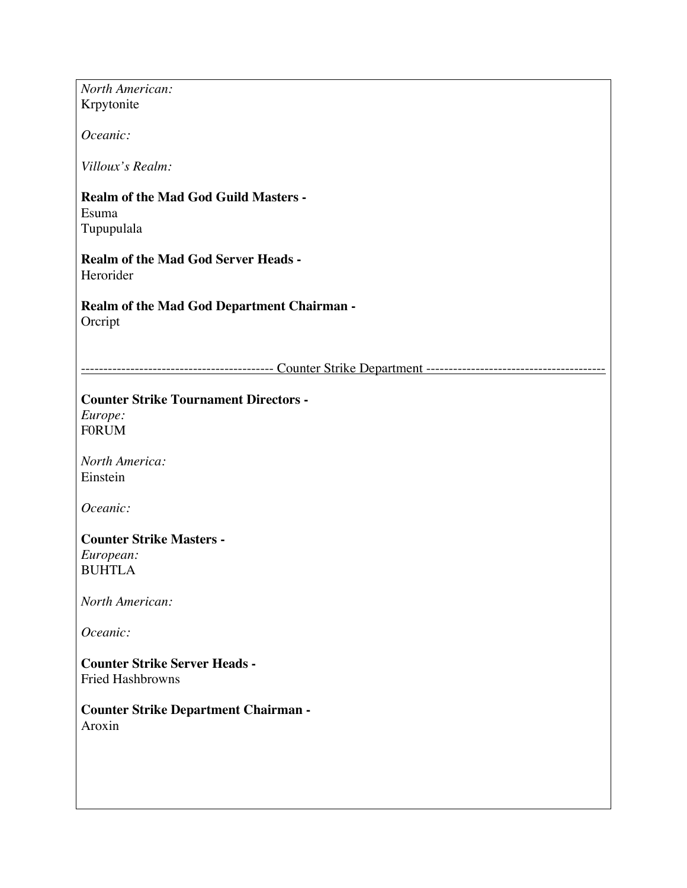*North American:*
Krpytonite

*Oceanic:*

*Villoux's Realm:*

**Realm of the Mad God Guild Masters -**
Esuma
Tupupulala

**Realm of the Mad God Server Heads -**
Herorider

**Realm of the Mad God Department Chairman -**
Orcript

------------------------------------------- Counter Strike Department ----------------------------------------

**Counter Strike Tournament Directors -**
*Europe:*
F0RUM

*North America:*
Einstein

*Oceanic:*

**Counter Strike Masters -**
*European:*
BUHTLA

*North American:*

*Oceanic:*

**Counter Strike Server Heads -**
Fried Hashbrowns

**Counter Strike Department Chairman -**
Aroxin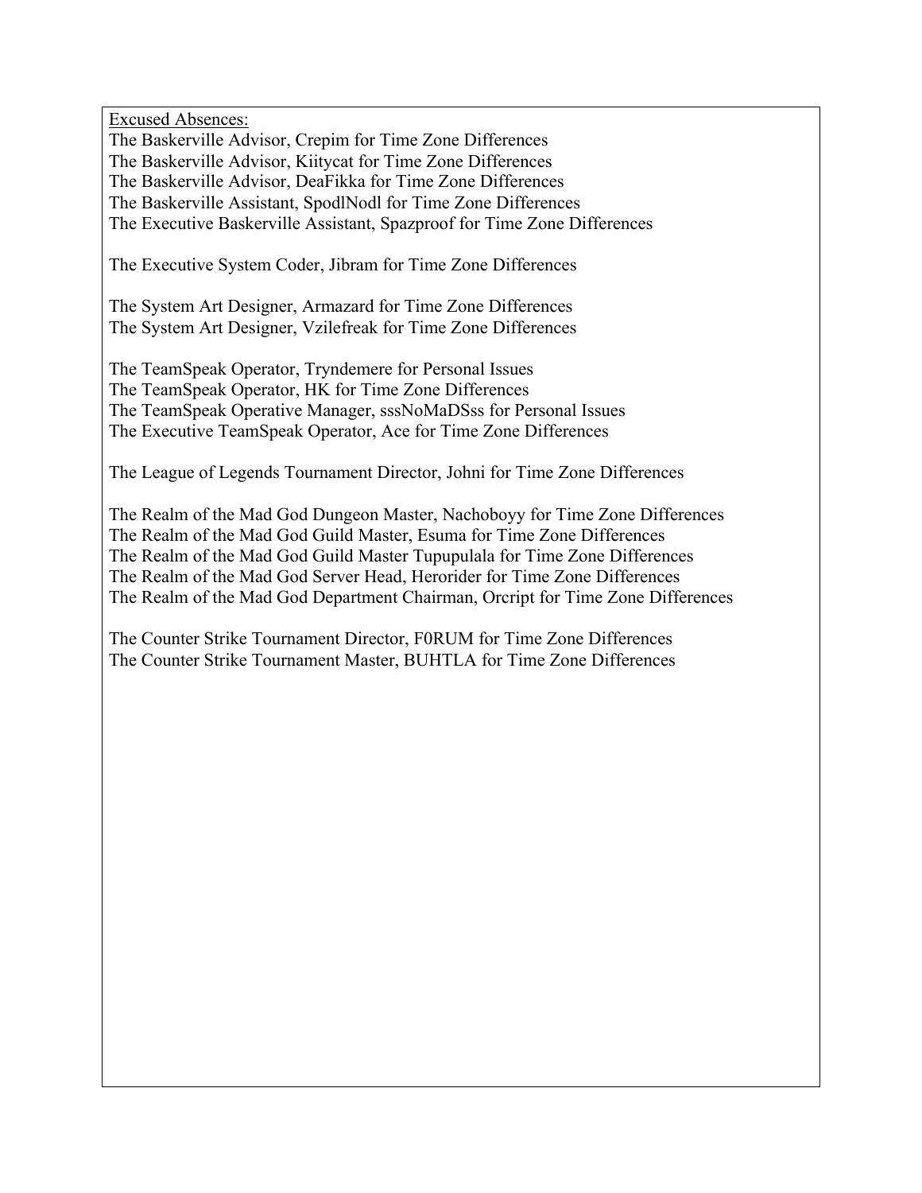<u>Excused Absences:</u>

The Baskerville Advisor, Crepim for Time Zone Differences
The Baskerville Advisor, Kiitycat for Time Zone Differences
The Baskerville Advisor, DeaFikka for Time Zone Differences
The Baskerville Assistant, SpodlNodl for Time Zone Differences
The Executive Baskerville Assistant, Spazproof for Time Zone Differences

The Executive System Coder, Jibram for Time Zone Differences

The System Art Designer, Armazard for Time Zone Differences
The System Art Designer, Vzilefreak for Time Zone Differences

The TeamSpeak Operator, Tryndemere for Personal Issues
The TeamSpeak Operator, HK for Time Zone Differences
The TeamSpeak Operative Manager, sssNoMaDSss for Personal Issues
The Executive TeamSpeak Operator, Ace for Time Zone Differences

The League of Legends Tournament Director, Johni for Time Zone Differences

The Realm of the Mad God Dungeon Master, Nachoboyy for Time Zone Differences
The Realm of the Mad God Guild Master, Esuma for Time Zone Differences
The Realm of the Mad God Guild Master Tupupulala for Time Zone Differences
The Realm of the Mad God Server Head, Herorider for Time Zone Differences
The Realm of the Mad God Department Chairman, Orcript for Time Zone Differences

The Counter Strike Tournament Director, F0RUM for Time Zone Differences
The Counter Strike Tournament Master, BUHTLA for Time Zone Differences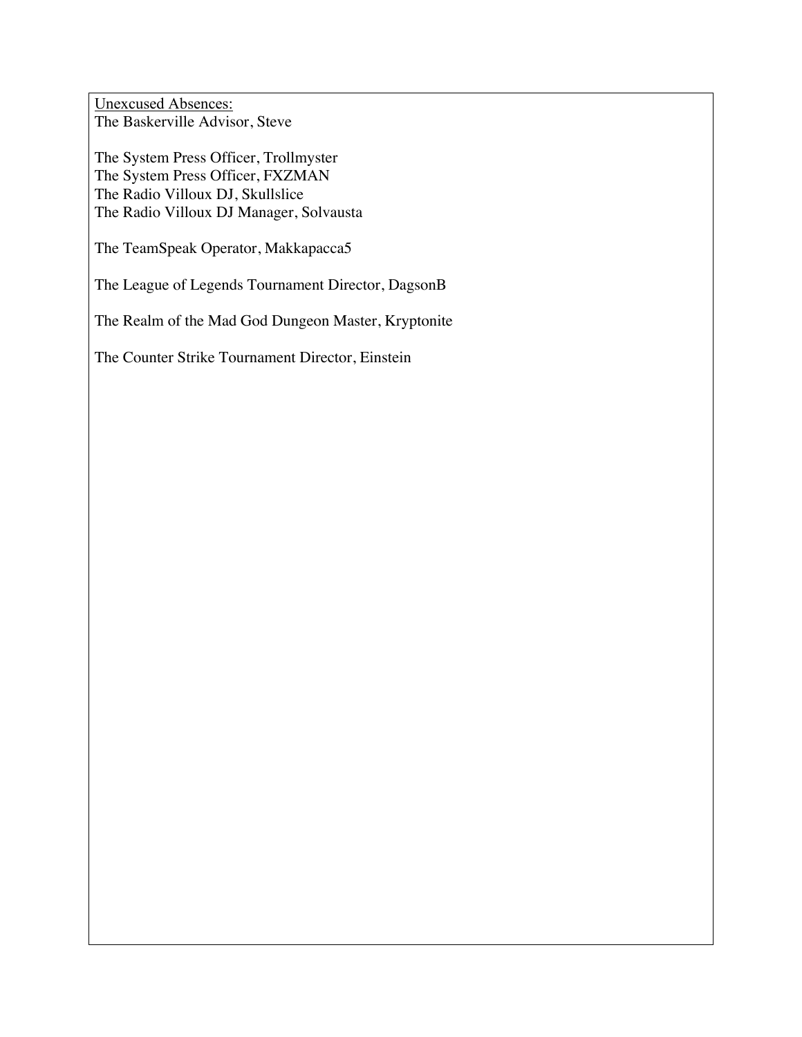Unexcused Absences:
The Baskerville Advisor, Steve

The System Press Officer, Trollmyster
The System Press Officer, FXZMAN
The Radio Villoux DJ, Skullslice
The Radio Villoux DJ Manager, Solvausta

The TeamSpeak Operator, Makkapacca5

The League of Legends Tournament Director, DagsonB

The Realm of the Mad God Dungeon Master, Kryptonite

The Counter Strike Tournament Director, Einstein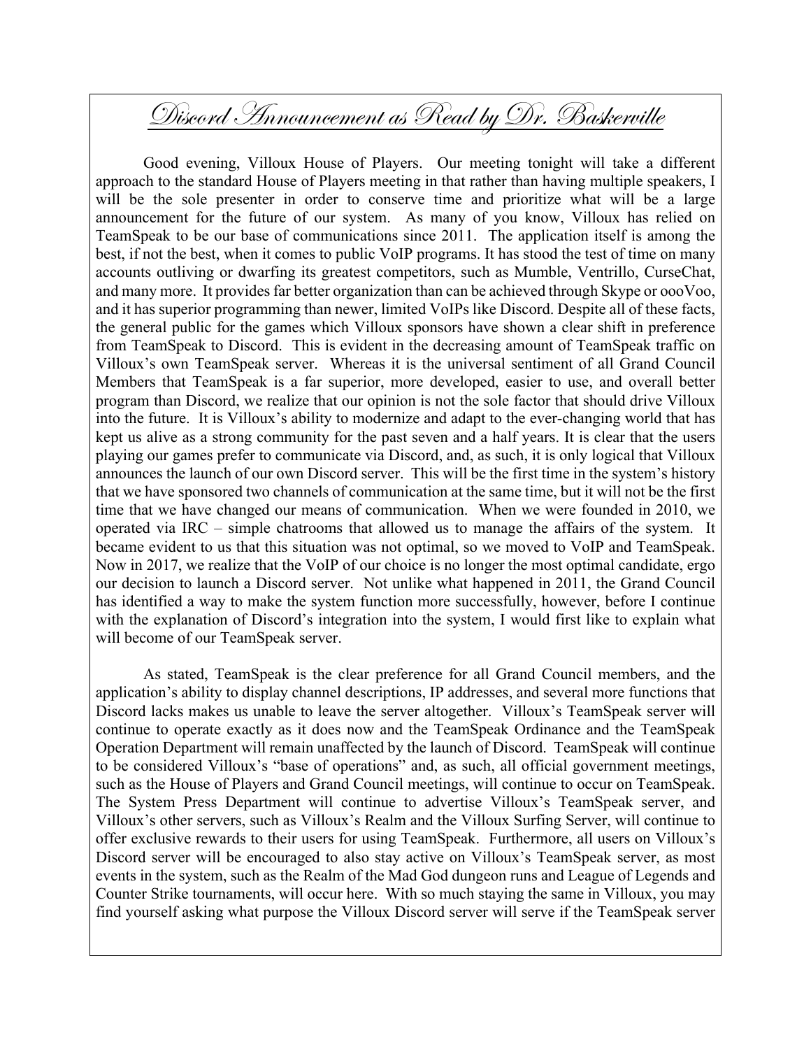# Discord Announcement as Read by Dr. Baskerville

Good evening, Villoux House of Players. Our meeting tonight will take a different approach to the standard House of Players meeting in that rather than having multiple speakers, I will be the sole presenter in order to conserve time and prioritize what will be a large announcement for the future of our system. As many of you know, Villoux has relied on TeamSpeak to be our base of communications since 2011. The application itself is among the best, if not the best, when it comes to public VoIP programs. It has stood the test of time on many accounts outliving or dwarfing its greatest competitors, such as Mumble, Ventrillo, CurseChat, and many more. It provides far better organization than can be achieved through Skype or oooVoo, and it has superior programming than newer, limited VoIPs like Discord. Despite all of these facts, the general public for the games which Villoux sponsors have shown a clear shift in preference from TeamSpeak to Discord. This is evident in the decreasing amount of TeamSpeak traffic on Villoux's own TeamSpeak server. Whereas it is the universal sentiment of all Grand Council Members that TeamSpeak is a far superior, more developed, easier to use, and overall better program than Discord, we realize that our opinion is not the sole factor that should drive Villoux into the future. It is Villoux's ability to modernize and adapt to the ever-changing world that has kept us alive as a strong community for the past seven and a half years. It is clear that the users playing our games prefer to communicate via Discord, and, as such, it is only logical that Villoux announces the launch of our own Discord server. This will be the first time in the system's history that we have sponsored two channels of communication at the same time, but it will not be the first time that we have changed our means of communication. When we were founded in 2010, we operated via IRC – simple chatrooms that allowed us to manage the affairs of the system. It became evident to us that this situation was not optimal, so we moved to VoIP and TeamSpeak. Now in 2017, we realize that the VoIP of our choice is no longer the most optimal candidate, ergo our decision to launch a Discord server. Not unlike what happened in 2011, the Grand Council has identified a way to make the system function more successfully, however, before I continue with the explanation of Discord's integration into the system, I would first like to explain what will become of our TeamSpeak server.

As stated, TeamSpeak is the clear preference for all Grand Council members, and the application's ability to display channel descriptions, IP addresses, and several more functions that Discord lacks makes us unable to leave the server altogether. Villoux's TeamSpeak server will continue to operate exactly as it does now and the TeamSpeak Ordinance and the TeamSpeak Operation Department will remain unaffected by the launch of Discord. TeamSpeak will continue to be considered Villoux's "base of operations" and, as such, all official government meetings, such as the House of Players and Grand Council meetings, will continue to occur on TeamSpeak. The System Press Department will continue to advertise Villoux's TeamSpeak server, and Villoux's other servers, such as Villoux's Realm and the Villoux Surfing Server, will continue to offer exclusive rewards to their users for using TeamSpeak. Furthermore, all users on Villoux's Discord server will be encouraged to also stay active on Villoux's TeamSpeak server, as most events in the system, such as the Realm of the Mad God dungeon runs and League of Legends and Counter Strike tournaments, will occur here. With so much staying the same in Villoux, you may find yourself asking what purpose the Villoux Discord server will serve if the TeamSpeak server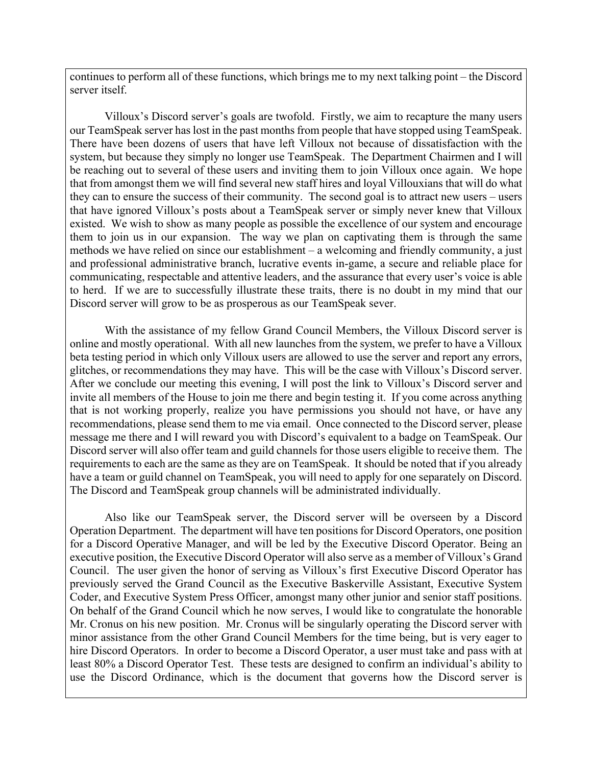continues to perform all of these functions, which brings me to my next talking point – the Discord server itself.

Villoux's Discord server's goals are twofold. Firstly, we aim to recapture the many users our TeamSpeak server has lost in the past months from people that have stopped using TeamSpeak. There have been dozens of users that have left Villoux not because of dissatisfaction with the system, but because they simply no longer use TeamSpeak. The Department Chairmen and I will be reaching out to several of these users and inviting them to join Villoux once again. We hope that from amongst them we will find several new staff hires and loyal Villouxians that will do what they can to ensure the success of their community. The second goal is to attract new users – users that have ignored Villoux's posts about a TeamSpeak server or simply never knew that Villoux existed. We wish to show as many people as possible the excellence of our system and encourage them to join us in our expansion. The way we plan on captivating them is through the same methods we have relied on since our establishment – a welcoming and friendly community, a just and professional administrative branch, lucrative events in-game, a secure and reliable place for communicating, respectable and attentive leaders, and the assurance that every user's voice is able to herd. If we are to successfully illustrate these traits, there is no doubt in my mind that our Discord server will grow to be as prosperous as our TeamSpeak sever.

With the assistance of my fellow Grand Council Members, the Villoux Discord server is online and mostly operational. With all new launches from the system, we prefer to have a Villoux beta testing period in which only Villoux users are allowed to use the server and report any errors, glitches, or recommendations they may have. This will be the case with Villoux's Discord server. After we conclude our meeting this evening, I will post the link to Villoux's Discord server and invite all members of the House to join me there and begin testing it. If you come across anything that is not working properly, realize you have permissions you should not have, or have any recommendations, please send them to me via email. Once connected to the Discord server, please message me there and I will reward you with Discord's equivalent to a badge on TeamSpeak. Our Discord server will also offer team and guild channels for those users eligible to receive them. The requirements to each are the same as they are on TeamSpeak. It should be noted that if you already have a team or guild channel on TeamSpeak, you will need to apply for one separately on Discord. The Discord and TeamSpeak group channels will be administrated individually.

Also like our TeamSpeak server, the Discord server will be overseen by a Discord Operation Department. The department will have ten positions for Discord Operators, one position for a Discord Operative Manager, and will be led by the Executive Discord Operator. Being an executive position, the Executive Discord Operator will also serve as a member of Villoux's Grand Council. The user given the honor of serving as Villoux's first Executive Discord Operator has previously served the Grand Council as the Executive Baskerville Assistant, Executive System Coder, and Executive System Press Officer, amongst many other junior and senior staff positions. On behalf of the Grand Council which he now serves, I would like to congratulate the honorable Mr. Cronus on his new position. Mr. Cronus will be singularly operating the Discord server with minor assistance from the other Grand Council Members for the time being, but is very eager to hire Discord Operators. In order to become a Discord Operator, a user must take and pass with at least 80% a Discord Operator Test. These tests are designed to confirm an individual's ability to use the Discord Ordinance, which is the document that governs how the Discord server is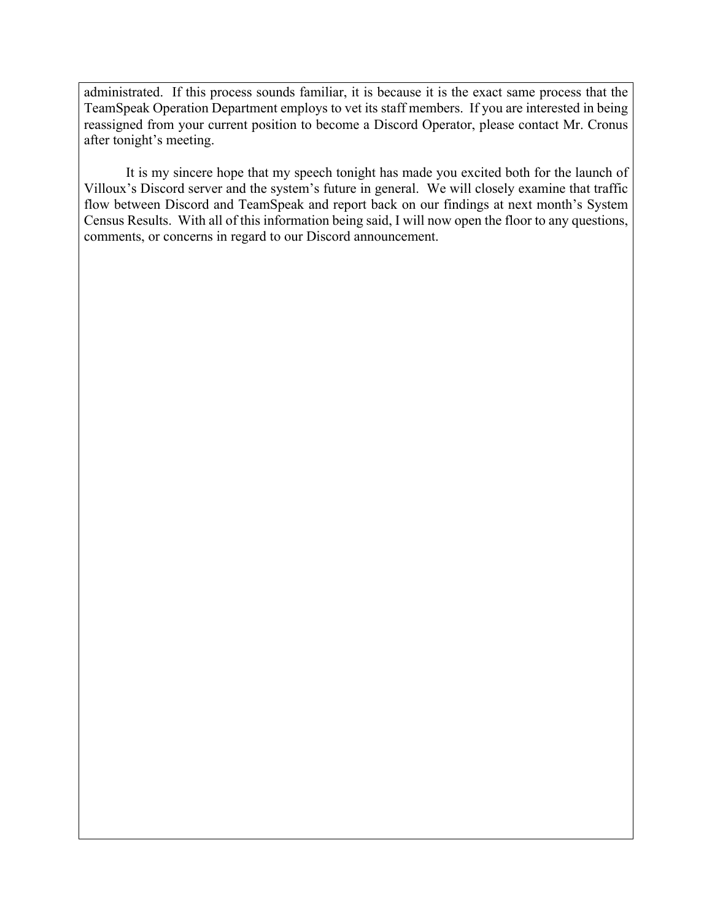administrated. If this process sounds familiar, it is because it is the exact same process that the TeamSpeak Operation Department employs to vet its staff members. If you are interested in being reassigned from your current position to become a Discord Operator, please contact Mr. Cronus after tonight's meeting.

It is my sincere hope that my speech tonight has made you excited both for the launch of Villoux's Discord server and the system's future in general. We will closely examine that traffic flow between Discord and TeamSpeak and report back on our findings at next month's System Census Results. With all of this information being said, I will now open the floor to any questions, comments, or concerns in regard to our Discord announcement.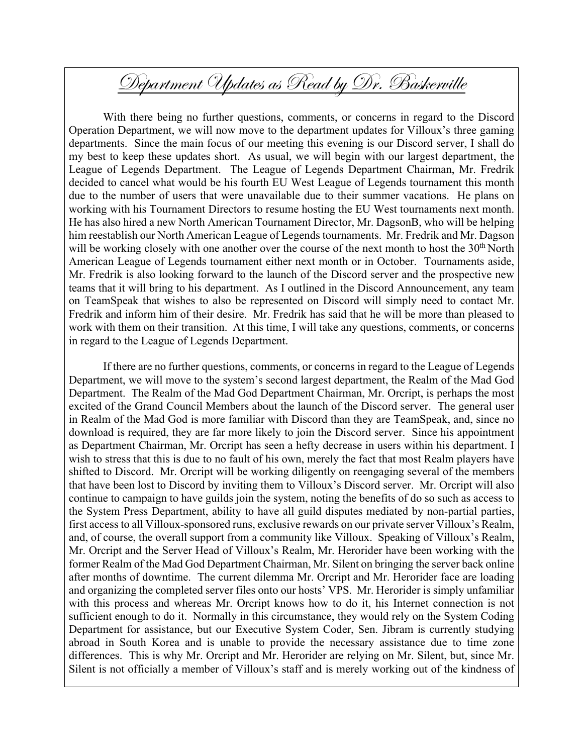# Department Updates as Read by Dr. Baskerville

With there being no further questions, comments, or concerns in regard to the Discord Operation Department, we will now move to the department updates for Villoux's three gaming departments. Since the main focus of our meeting this evening is our Discord server, I shall do my best to keep these updates short. As usual, we will begin with our largest department, the League of Legends Department. The League of Legends Department Chairman, Mr. Fredrik decided to cancel what would be his fourth EU West League of Legends tournament this month due to the number of users that were unavailable due to their summer vacations. He plans on working with his Tournament Directors to resume hosting the EU West tournaments next month. He has also hired a new North American Tournament Director, Mr. DagsonB, who will be helping him reestablish our North American League of Legends tournaments. Mr. Fredrik and Mr. Dagson will be working closely with one another over the course of the next month to host the 30th North American League of Legends tournament either next month or in October. Tournaments aside, Mr. Fredrik is also looking forward to the launch of the Discord server and the prospective new teams that it will bring to his department. As I outlined in the Discord Announcement, any team on TeamSpeak that wishes to also be represented on Discord will simply need to contact Mr. Fredrik and inform him of their desire. Mr. Fredrik has said that he will be more than pleased to work with them on their transition. At this time, I will take any questions, comments, or concerns in regard to the League of Legends Department.

If there are no further questions, comments, or concerns in regard to the League of Legends Department, we will move to the system's second largest department, the Realm of the Mad God Department. The Realm of the Mad God Department Chairman, Mr. Orcript, is perhaps the most excited of the Grand Council Members about the launch of the Discord server. The general user in Realm of the Mad God is more familiar with Discord than they are TeamSpeak, and, since no download is required, they are far more likely to join the Discord server. Since his appointment as Department Chairman, Mr. Orcript has seen a hefty decrease in users within his department. I wish to stress that this is due to no fault of his own, merely the fact that most Realm players have shifted to Discord. Mr. Orcript will be working diligently on reengaging several of the members that have been lost to Discord by inviting them to Villoux's Discord server. Mr. Orcript will also continue to campaign to have guilds join the system, noting the benefits of do so such as access to the System Press Department, ability to have all guild disputes mediated by non-partial parties, first access to all Villoux-sponsored runs, exclusive rewards on our private server Villoux's Realm, and, of course, the overall support from a community like Villoux. Speaking of Villoux's Realm, Mr. Orcript and the Server Head of Villoux's Realm, Mr. Herorider have been working with the former Realm of the Mad God Department Chairman, Mr. Silent on bringing the server back online after months of downtime. The current dilemma Mr. Orcript and Mr. Herorider face are loading and organizing the completed server files onto our hosts' VPS. Mr. Herorider is simply unfamiliar with this process and whereas Mr. Orcript knows how to do it, his Internet connection is not sufficient enough to do it. Normally in this circumstance, they would rely on the System Coding Department for assistance, but our Executive System Coder, Sen. Jibram is currently studying abroad in South Korea and is unable to provide the necessary assistance due to time zone differences. This is why Mr. Orcript and Mr. Herorider are relying on Mr. Silent, but, since Mr. Silent is not officially a member of Villoux's staff and is merely working out of the kindness of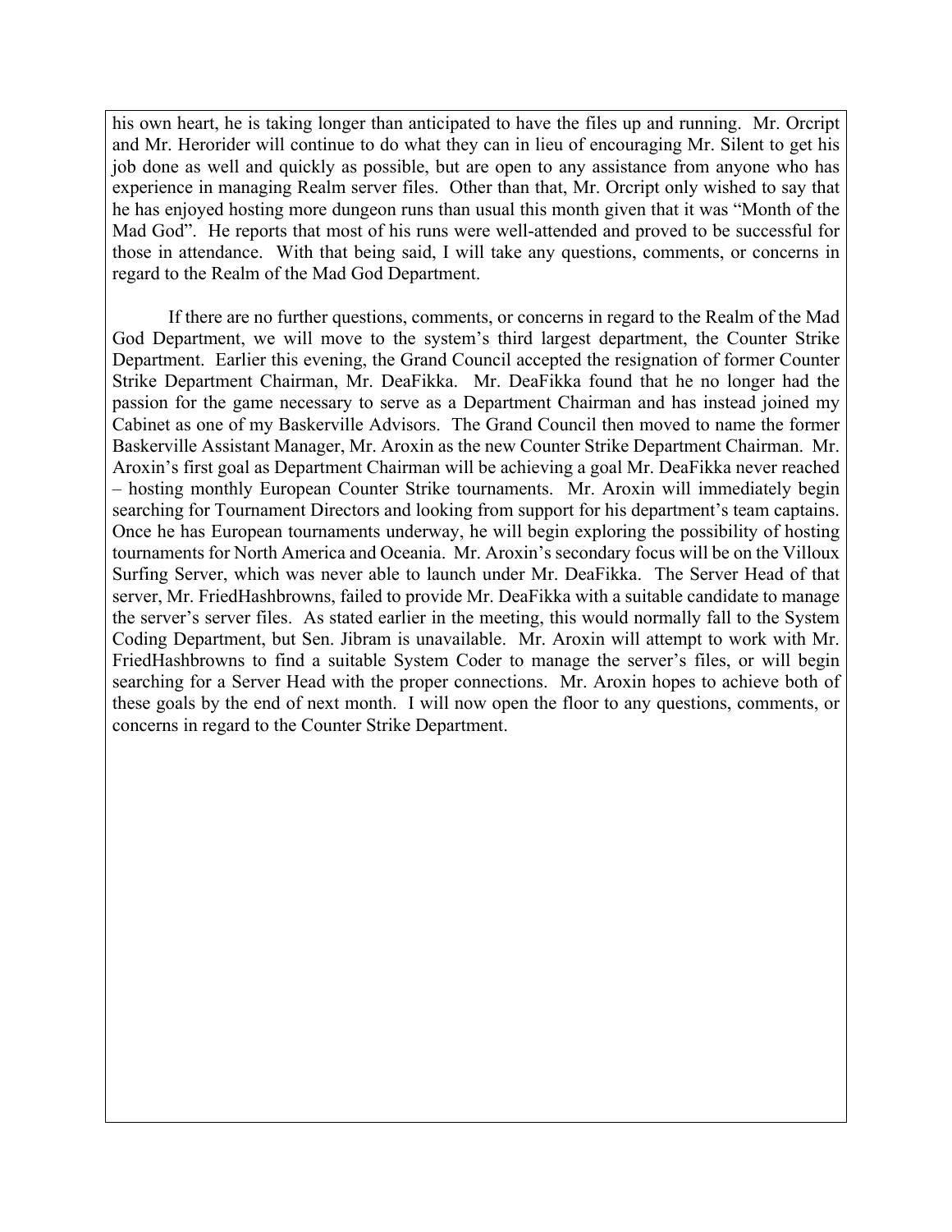his own heart, he is taking longer than anticipated to have the files up and running. Mr. Orcript and Mr. Herorider will continue to do what they can in lieu of encouraging Mr. Silent to get his job done as well and quickly as possible, but are open to any assistance from anyone who has experience in managing Realm server files. Other than that, Mr. Orcript only wished to say that he has enjoyed hosting more dungeon runs than usual this month given that it was "Month of the Mad God". He reports that most of his runs were well-attended and proved to be successful for those in attendance. With that being said, I will take any questions, comments, or concerns in regard to the Realm of the Mad God Department.

If there are no further questions, comments, or concerns in regard to the Realm of the Mad God Department, we will move to the system's third largest department, the Counter Strike Department. Earlier this evening, the Grand Council accepted the resignation of former Counter Strike Department Chairman, Mr. DeaFikka. Mr. DeaFikka found that he no longer had the passion for the game necessary to serve as a Department Chairman and has instead joined my Cabinet as one of my Baskerville Advisors. The Grand Council then moved to name the former Baskerville Assistant Manager, Mr. Aroxin as the new Counter Strike Department Chairman. Mr. Aroxin's first goal as Department Chairman will be achieving a goal Mr. DeaFikka never reached – hosting monthly European Counter Strike tournaments. Mr. Aroxin will immediately begin searching for Tournament Directors and looking from support for his department's team captains. Once he has European tournaments underway, he will begin exploring the possibility of hosting tournaments for North America and Oceania. Mr. Aroxin's secondary focus will be on the Villoux Surfing Server, which was never able to launch under Mr. DeaFikka. The Server Head of that server, Mr. FriedHashbrowns, failed to provide Mr. DeaFikka with a suitable candidate to manage the server's server files. As stated earlier in the meeting, this would normally fall to the System Coding Department, but Sen. Jibram is unavailable. Mr. Aroxin will attempt to work with Mr. FriedHashbrowns to find a suitable System Coder to manage the server's files, or will begin searching for a Server Head with the proper connections. Mr. Aroxin hopes to achieve both of these goals by the end of next month. I will now open the floor to any questions, comments, or concerns in regard to the Counter Strike Department.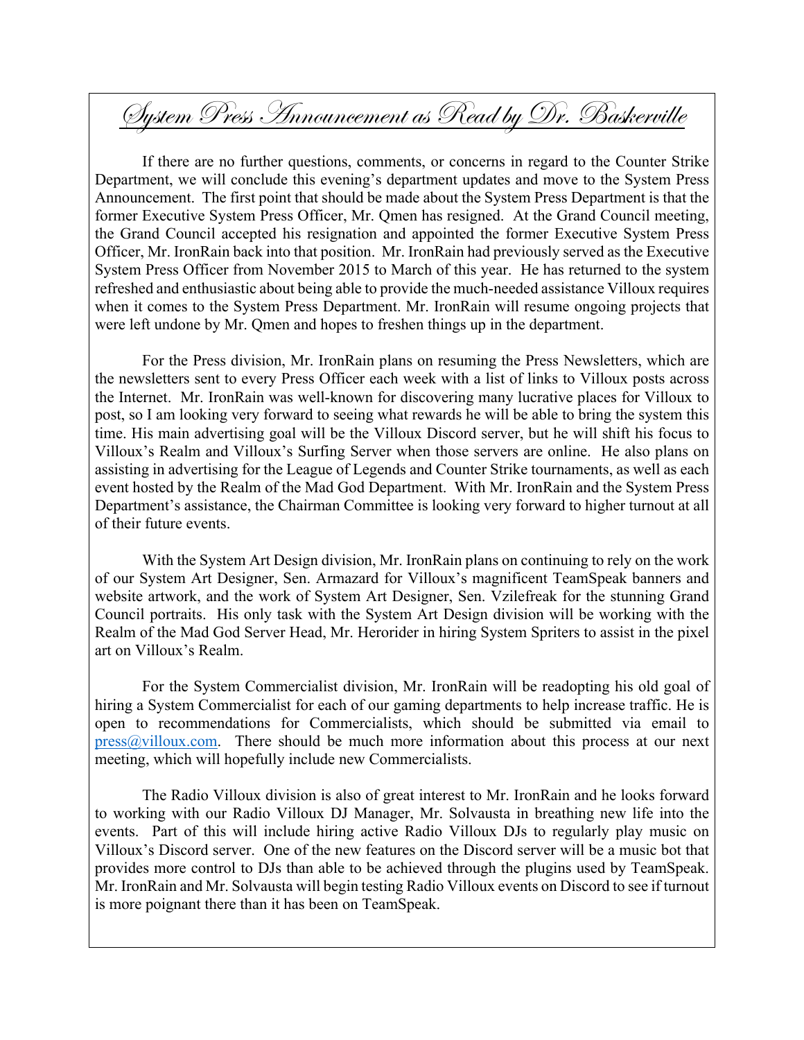# System Press Announcement as Read by Dr. Baskerville

If there are no further questions, comments, or concerns in regard to the Counter Strike Department, we will conclude this evening's department updates and move to the System Press Announcement. The first point that should be made about the System Press Department is that the former Executive System Press Officer, Mr. Qmen has resigned. At the Grand Council meeting, the Grand Council accepted his resignation and appointed the former Executive System Press Officer, Mr. IronRain back into that position. Mr. IronRain had previously served as the Executive System Press Officer from November 2015 to March of this year. He has returned to the system refreshed and enthusiastic about being able to provide the much-needed assistance Villoux requires when it comes to the System Press Department. Mr. IronRain will resume ongoing projects that were left undone by Mr. Qmen and hopes to freshen things up in the department.

For the Press division, Mr. IronRain plans on resuming the Press Newsletters, which are the newsletters sent to every Press Officer each week with a list of links to Villoux posts across the Internet. Mr. IronRain was well-known for discovering many lucrative places for Villoux to post, so I am looking very forward to seeing what rewards he will be able to bring the system this time. His main advertising goal will be the Villoux Discord server, but he will shift his focus to Villoux's Realm and Villoux's Surfing Server when those servers are online. He also plans on assisting in advertising for the League of Legends and Counter Strike tournaments, as well as each event hosted by the Realm of the Mad God Department. With Mr. IronRain and the System Press Department's assistance, the Chairman Committee is looking very forward to higher turnout at all of their future events.

With the System Art Design division, Mr. IronRain plans on continuing to rely on the work of our System Art Designer, Sen. Armazard for Villoux's magnificent TeamSpeak banners and website artwork, and the work of System Art Designer, Sen. Vzilefreak for the stunning Grand Council portraits. His only task with the System Art Design division will be working with the Realm of the Mad God Server Head, Mr. Herorider in hiring System Spriters to assist in the pixel art on Villoux's Realm.

For the System Commercialist division, Mr. IronRain will be readopting his old goal of hiring a System Commercialist for each of our gaming departments to help increase traffic. He is open to recommendations for Commercialists, which should be submitted via email to press@villoux.com. There should be much more information about this process at our next meeting, which will hopefully include new Commercialists.

The Radio Villoux division is also of great interest to Mr. IronRain and he looks forward to working with our Radio Villoux DJ Manager, Mr. Solvausta in breathing new life into the events. Part of this will include hiring active Radio Villoux DJs to regularly play music on Villoux's Discord server. One of the new features on the Discord server will be a music bot that provides more control to DJs than able to be achieved through the plugins used by TeamSpeak. Mr. IronRain and Mr. Solvausta will begin testing Radio Villoux events on Discord to see if turnout is more poignant there than it has been on TeamSpeak.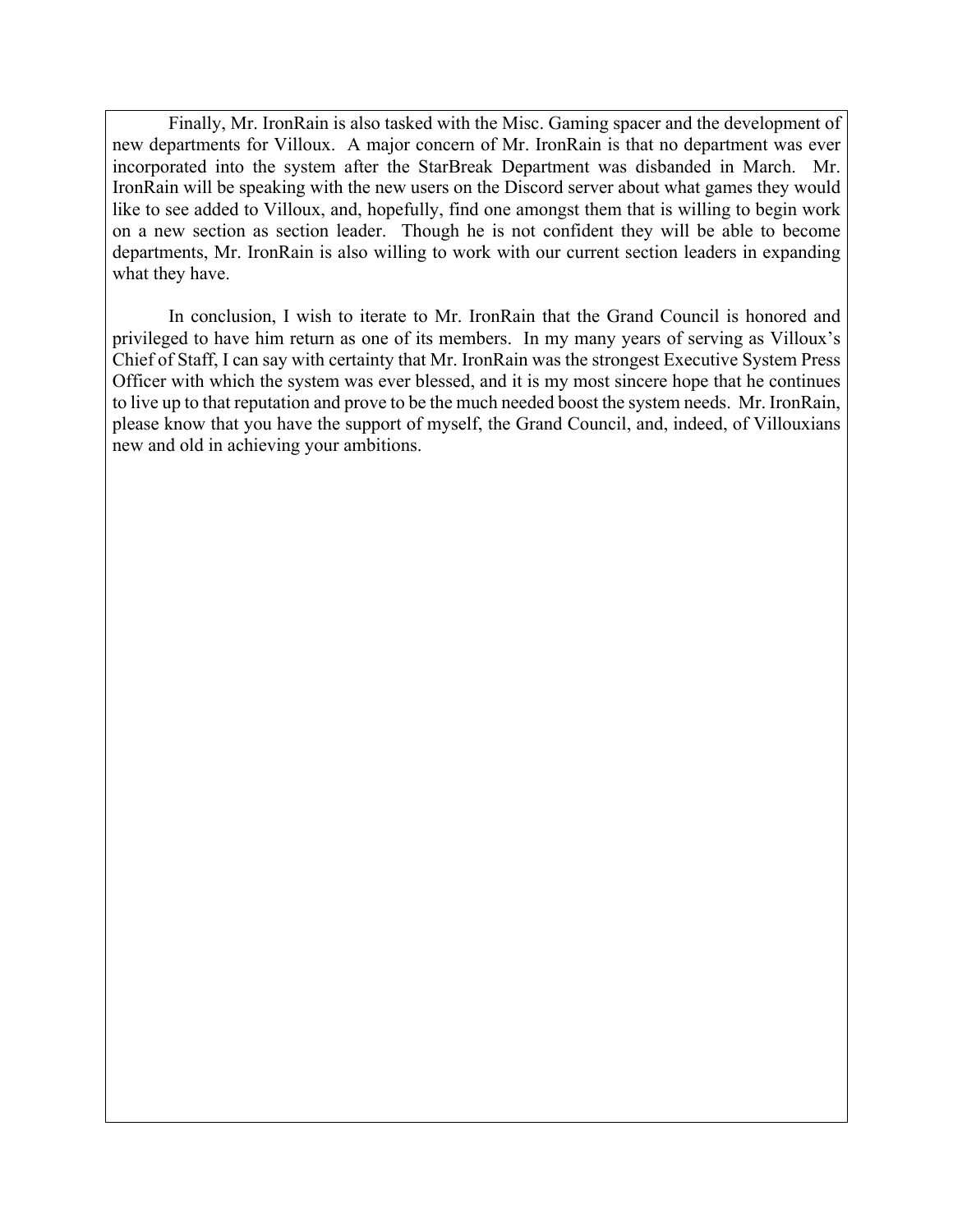Finally, Mr. IronRain is also tasked with the Misc. Gaming spacer and the development of new departments for Villoux. A major concern of Mr. IronRain is that no department was ever incorporated into the system after the StarBreak Department was disbanded in March. Mr. IronRain will be speaking with the new users on the Discord server about what games they would like to see added to Villoux, and, hopefully, find one amongst them that is willing to begin work on a new section as section leader. Though he is not confident they will be able to become departments, Mr. IronRain is also willing to work with our current section leaders in expanding what they have.

In conclusion, I wish to iterate to Mr. IronRain that the Grand Council is honored and privileged to have him return as one of its members. In my many years of serving as Villoux's Chief of Staff, I can say with certainty that Mr. IronRain was the strongest Executive System Press Officer with which the system was ever blessed, and it is my most sincere hope that he continues to live up to that reputation and prove to be the much needed boost the system needs. Mr. IronRain, please know that you have the support of myself, the Grand Council, and, indeed, of Villouxians new and old in achieving your ambitions.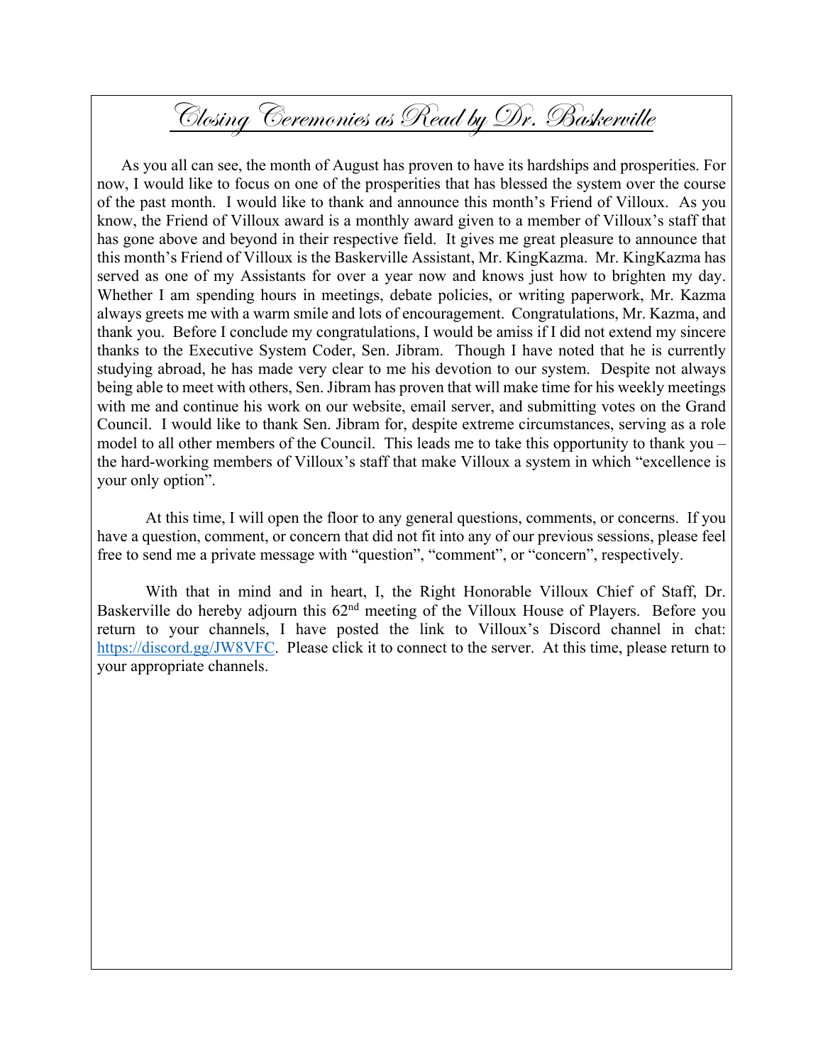# Closing Ceremonies as Read by Dr. Baskerville

As you all can see, the month of August has proven to have its hardships and prosperities. For now, I would like to focus on one of the prosperities that has blessed the system over the course of the past month. I would like to thank and announce this month's Friend of Villoux. As you know, the Friend of Villoux award is a monthly award given to a member of Villoux's staff that has gone above and beyond in their respective field. It gives me great pleasure to announce that this month's Friend of Villoux is the Baskerville Assistant, Mr. KingKazma. Mr. KingKazma has served as one of my Assistants for over a year now and knows just how to brighten my day. Whether I am spending hours in meetings, debate policies, or writing paperwork, Mr. Kazma always greets me with a warm smile and lots of encouragement. Congratulations, Mr. Kazma, and thank you. Before I conclude my congratulations, I would be amiss if I did not extend my sincere thanks to the Executive System Coder, Sen. Jibram. Though I have noted that he is currently studying abroad, he has made very clear to me his devotion to our system. Despite not always being able to meet with others, Sen. Jibram has proven that will make time for his weekly meetings with me and continue his work on our website, email server, and submitting votes on the Grand Council. I would like to thank Sen. Jibram for, despite extreme circumstances, serving as a role model to all other members of the Council. This leads me to take this opportunity to thank you – the hard-working members of Villoux's staff that make Villoux a system in which "excellence is your only option".

At this time, I will open the floor to any general questions, comments, or concerns. If you have a question, comment, or concern that did not fit into any of our previous sessions, please feel free to send me a private message with "question", "comment", or "concern", respectively.

With that in mind and in heart, I, the Right Honorable Villoux Chief of Staff, Dr. Baskerville do hereby adjourn this 62nd meeting of the Villoux House of Players. Before you return to your channels, I have posted the link to Villoux's Discord channel in chat: https://discord.gg/JW8VFC. Please click it to connect to the server. At this time, please return to your appropriate channels.